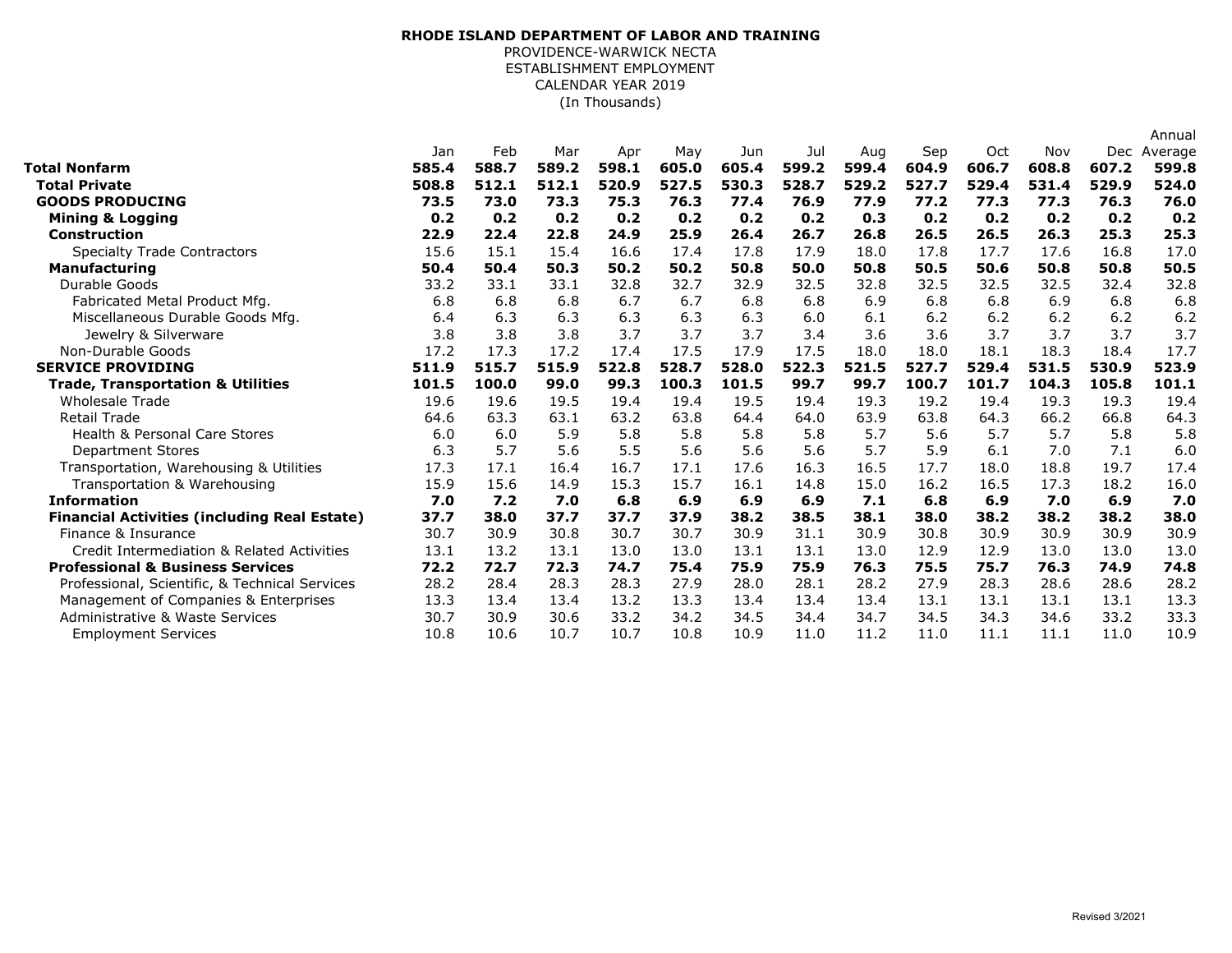**RHODE ISLAND DEPARTMENT OF LABOR AND TRAINING**

PROVIDENCE-WARWICK NECTA
ESTABLISHMENT EMPLOYMENT
CALENDAR YEAR 2019
(In Thousands)

| | Jan | Feb | Mar | Apr | May | Jun | Jul | Aug | Sep | Oct | Nov | Dec | Annual Average |
|---|---|---|---|---|---|---|---|---|---|---|---|---|---|
| **Total Nonfarm** | **585.4** | **588.7** | **589.2** | **598.1** | **605.0** | **605.4** | **599.2** | **599.4** | **604.9** | **606.7** | **608.8** | **607.2** | **599.8** |
| **Total Private** | **508.8** | **512.1** | **512.1** | **520.9** | **527.5** | **530.3** | **528.7** | **529.2** | **527.7** | **529.4** | **531.4** | **529.9** | **524.0** |
| **GOODS PRODUCING** | **73.5** | **73.0** | **73.3** | **75.3** | **76.3** | **77.4** | **76.9** | **77.9** | **77.2** | **77.3** | **77.3** | **76.3** | **76.0** |
| **Mining & Logging** | **0.2** | **0.2** | **0.2** | **0.2** | **0.2** | **0.2** | **0.2** | **0.3** | **0.2** | **0.2** | **0.2** | **0.2** | **0.2** |
| **Construction** | **22.9** | **22.4** | **22.8** | **24.9** | **25.9** | **26.4** | **26.7** | **26.8** | **26.5** | **26.5** | **26.3** | **25.3** | **25.3** |
| Specialty Trade Contractors | 15.6 | 15.1 | 15.4 | 16.6 | 17.4 | 17.8 | 17.9 | 18.0 | 17.8 | 17.7 | 17.6 | 16.8 | 17.0 |
| **Manufacturing** | **50.4** | **50.4** | **50.3** | **50.2** | **50.2** | **50.8** | **50.0** | **50.8** | **50.5** | **50.6** | **50.8** | **50.8** | **50.5** |
| Durable Goods | 33.2 | 33.1 | 33.1 | 32.8 | 32.7 | 32.9 | 32.5 | 32.8 | 32.5 | 32.5 | 32.5 | 32.4 | 32.8 |
| Fabricated Metal Product Mfg. | 6.8 | 6.8 | 6.8 | 6.7 | 6.7 | 6.8 | 6.8 | 6.9 | 6.8 | 6.8 | 6.9 | 6.8 | 6.8 |
| Miscellaneous Durable Goods Mfg. | 6.4 | 6.3 | 6.3 | 6.3 | 6.3 | 6.3 | 6.0 | 6.1 | 6.2 | 6.2 | 6.2 | 6.2 | 6.2 |
| Jewelry & Silverware | 3.8 | 3.8 | 3.8 | 3.7 | 3.7 | 3.7 | 3.4 | 3.6 | 3.6 | 3.7 | 3.7 | 3.7 | 3.7 |
| Non-Durable Goods | 17.2 | 17.3 | 17.2 | 17.4 | 17.5 | 17.9 | 17.5 | 18.0 | 18.0 | 18.1 | 18.3 | 18.4 | 17.7 |
| **SERVICE PROVIDING** | **511.9** | **515.7** | **515.9** | **522.8** | **528.7** | **528.0** | **522.3** | **521.5** | **527.7** | **529.4** | **531.5** | **530.9** | **523.9** |
| **Trade, Transportation & Utilities** | **101.5** | **100.0** | **99.0** | **99.3** | **100.3** | **101.5** | **99.7** | **99.7** | **100.7** | **101.7** | **104.3** | **105.8** | **101.1** |
| Wholesale Trade | 19.6 | 19.6 | 19.5 | 19.4 | 19.4 | 19.5 | 19.4 | 19.3 | 19.2 | 19.4 | 19.3 | 19.3 | 19.4 |
| Retail Trade | 64.6 | 63.3 | 63.1 | 63.2 | 63.8 | 64.4 | 64.0 | 63.9 | 63.8 | 64.3 | 66.2 | 66.8 | 64.3 |
| Health & Personal Care Stores | 6.0 | 6.0 | 5.9 | 5.8 | 5.8 | 5.8 | 5.8 | 5.7 | 5.6 | 5.7 | 5.7 | 5.8 | 5.8 |
| Department Stores | 6.3 | 5.7 | 5.6 | 5.5 | 5.6 | 5.6 | 5.6 | 5.7 | 5.9 | 6.1 | 7.0 | 7.1 | 6.0 |
| Transportation, Warehousing & Utilities | 17.3 | 17.1 | 16.4 | 16.7 | 17.1 | 17.6 | 16.3 | 16.5 | 17.7 | 18.0 | 18.8 | 19.7 | 17.4 |
| Transportation & Warehousing | 15.9 | 15.6 | 14.9 | 15.3 | 15.7 | 16.1 | 14.8 | 15.0 | 16.2 | 16.5 | 17.3 | 18.2 | 16.0 |
| **Information** | **7.0** | **7.2** | **7.0** | **6.8** | **6.9** | **6.9** | **6.9** | **7.1** | **6.8** | **6.9** | **7.0** | **6.9** | **7.0** |
| **Financial Activities (including Real Estate)** | **37.7** | **38.0** | **37.7** | **37.7** | **37.9** | **38.2** | **38.5** | **38.1** | **38.0** | **38.2** | **38.2** | **38.2** | **38.0** |
| Finance & Insurance | 30.7 | 30.9 | 30.8 | 30.7 | 30.7 | 30.9 | 31.1 | 30.9 | 30.8 | 30.9 | 30.9 | 30.9 | 30.9 |
| Credit Intermediation & Related Activities | 13.1 | 13.2 | 13.1 | 13.0 | 13.0 | 13.1 | 13.1 | 13.0 | 12.9 | 12.9 | 13.0 | 13.0 | 13.0 |
| **Professional & Business Services** | **72.2** | **72.7** | **72.3** | **74.7** | **75.4** | **75.9** | **75.9** | **76.3** | **75.5** | **75.7** | **76.3** | **74.9** | **74.8** |
| Professional, Scientific, & Technical Services | 28.2 | 28.4 | 28.3 | 28.3 | 27.9 | 28.0 | 28.1 | 28.2 | 27.9 | 28.3 | 28.6 | 28.6 | 28.2 |
| Management of Companies & Enterprises | 13.3 | 13.4 | 13.4 | 13.2 | 13.3 | 13.4 | 13.4 | 13.4 | 13.1 | 13.1 | 13.1 | 13.1 | 13.3 |
| Administrative & Waste Services | 30.7 | 30.9 | 30.6 | 33.2 | 34.2 | 34.5 | 34.4 | 34.7 | 34.5 | 34.3 | 34.6 | 33.2 | 33.3 |
| Employment Services | 10.8 | 10.6 | 10.7 | 10.7 | 10.8 | 10.9 | 11.0 | 11.2 | 11.0 | 11.1 | 11.1 | 11.0 | 10.9 |

Revised 3/2021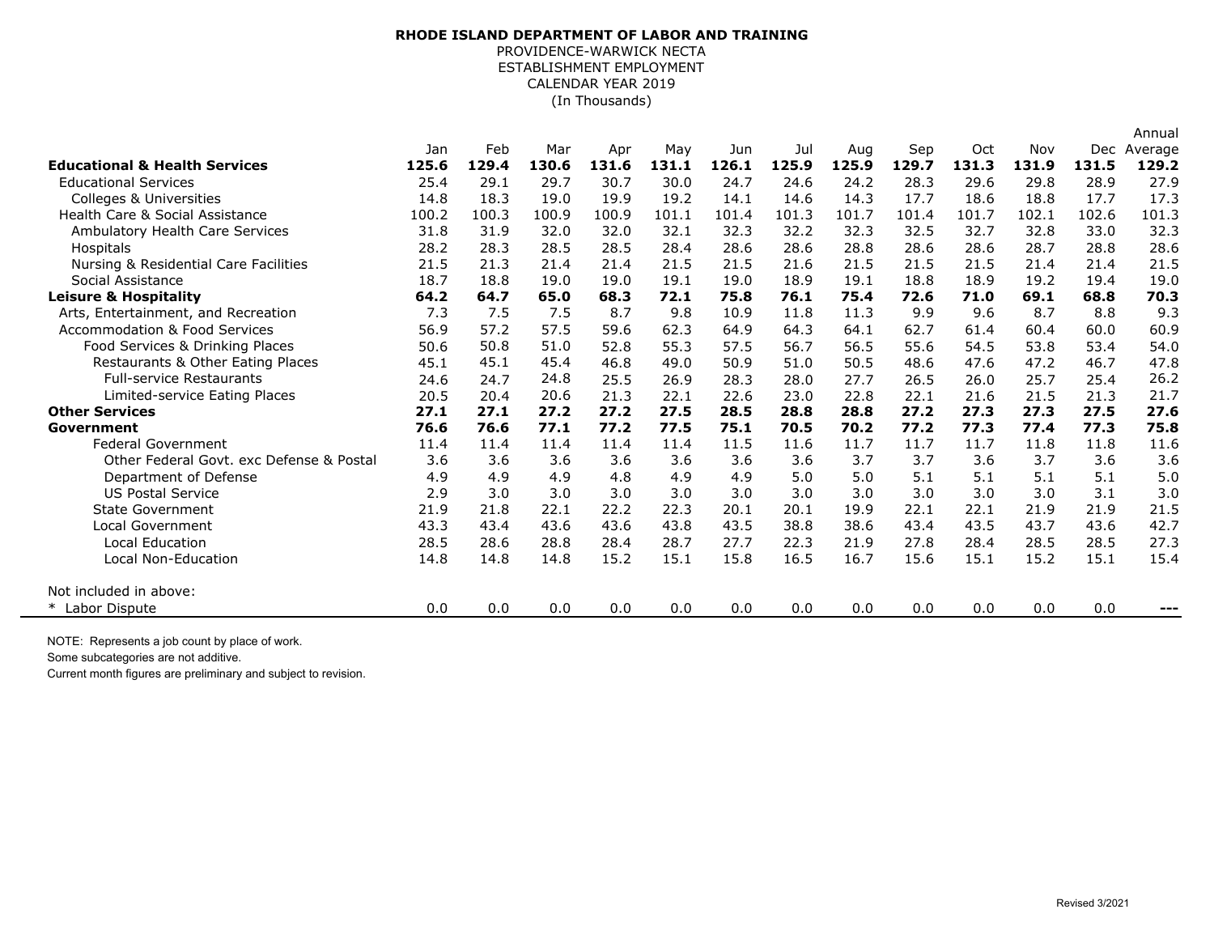**RHODE ISLAND DEPARTMENT OF LABOR AND TRAINING**
PROVIDENCE-WARWICK NECTA
ESTABLISHMENT EMPLOYMENT
CALENDAR YEAR 2019
(In Thousands)

| | Jan | Feb | Mar | Apr | May | Jun | Jul | Aug | Sep | Oct | Nov | Dec | Annual Average |
|---|---|---|---|---|---|---|---|---|---|---|---|---|---|
| **Educational & Health Services** | **125.6** | **129.4** | **130.6** | **131.6** | **131.1** | **126.1** | **125.9** | **125.9** | **129.7** | **131.3** | **131.9** | **131.5** | **129.2** |
| Educational Services | 25.4 | 29.1 | 29.7 | 30.7 | 30.0 | 24.7 | 24.6 | 24.2 | 28.3 | 29.6 | 29.8 | 28.9 | 27.9 |
| Colleges & Universities | 14.8 | 18.3 | 19.0 | 19.9 | 19.2 | 14.1 | 14.6 | 14.3 | 17.7 | 18.6 | 18.8 | 17.7 | 17.3 |
| Health Care & Social Assistance | 100.2 | 100.3 | 100.9 | 100.9 | 101.1 | 101.4 | 101.3 | 101.7 | 101.4 | 101.7 | 102.1 | 102.6 | 101.3 |
| Ambulatory Health Care Services | 31.8 | 31.9 | 32.0 | 32.0 | 32.1 | 32.3 | 32.2 | 32.3 | 32.5 | 32.7 | 32.8 | 33.0 | 32.3 |
| Hospitals | 28.2 | 28.3 | 28.5 | 28.5 | 28.4 | 28.6 | 28.6 | 28.8 | 28.6 | 28.6 | 28.7 | 28.8 | 28.6 |
| Nursing & Residential Care Facilities | 21.5 | 21.3 | 21.4 | 21.4 | 21.5 | 21.5 | 21.6 | 21.5 | 21.5 | 21.5 | 21.4 | 21.4 | 21.5 |
| Social Assistance | 18.7 | 18.8 | 19.0 | 19.0 | 19.1 | 19.0 | 18.9 | 19.1 | 18.8 | 18.9 | 19.2 | 19.4 | 19.0 |
| **Leisure & Hospitality** | **64.2** | **64.7** | **65.0** | **68.3** | **72.1** | **75.8** | **76.1** | **75.4** | **72.6** | **71.0** | **69.1** | **68.8** | **70.3** |
| Arts, Entertainment, and Recreation | 7.3 | 7.5 | 7.5 | 8.7 | 9.8 | 10.9 | 11.8 | 11.3 | 9.9 | 9.6 | 8.7 | 8.8 | 9.3 |
| Accommodation & Food Services | 56.9 | 57.2 | 57.5 | 59.6 | 62.3 | 64.9 | 64.3 | 64.1 | 62.7 | 61.4 | 60.4 | 60.0 | 60.9 |
| Food Services & Drinking Places | 50.6 | 50.8 | 51.0 | 52.8 | 55.3 | 57.5 | 56.7 | 56.5 | 55.6 | 54.5 | 53.8 | 53.4 | 54.0 |
| Restaurants & Other Eating Places | 45.1 | 45.1 | 45.4 | 46.8 | 49.0 | 50.9 | 51.0 | 50.5 | 48.6 | 47.6 | 47.2 | 46.7 | 47.8 |
| Full-service Restaurants | 24.6 | 24.7 | 24.8 | 25.5 | 26.9 | 28.3 | 28.0 | 27.7 | 26.5 | 26.0 | 25.7 | 25.4 | 26.2 |
| Limited-service Eating Places | 20.5 | 20.4 | 20.6 | 21.3 | 22.1 | 22.6 | 23.0 | 22.8 | 22.1 | 21.6 | 21.5 | 21.3 | 21.7 |
| **Other Services** | **27.1** | **27.1** | **27.2** | **27.2** | **27.5** | **28.5** | **28.8** | **28.8** | **27.2** | **27.3** | **27.3** | **27.5** | **27.6** |
| **Government** | **76.6** | **76.6** | **77.1** | **77.2** | **77.5** | **75.1** | **70.5** | **70.2** | **77.2** | **77.3** | **77.4** | **77.3** | **75.8** |
| Federal Government | 11.4 | 11.4 | 11.4 | 11.4 | 11.4 | 11.5 | 11.6 | 11.7 | 11.7 | 11.7 | 11.8 | 11.8 | 11.6 |
| Other Federal Govt. exc Defense & Postal | 3.6 | 3.6 | 3.6 | 3.6 | 3.6 | 3.6 | 3.6 | 3.7 | 3.7 | 3.6 | 3.7 | 3.6 | 3.6 |
| Department of Defense | 4.9 | 4.9 | 4.9 | 4.8 | 4.9 | 4.9 | 5.0 | 5.0 | 5.1 | 5.1 | 5.1 | 5.1 | 5.0 |
| US Postal Service | 2.9 | 3.0 | 3.0 | 3.0 | 3.0 | 3.0 | 3.0 | 3.0 | 3.0 | 3.0 | 3.0 | 3.1 | 3.0 |
| State Government | 21.9 | 21.8 | 22.1 | 22.2 | 22.3 | 20.1 | 20.1 | 19.9 | 22.1 | 22.1 | 21.9 | 21.9 | 21.5 |
| Local Government | 43.3 | 43.4 | 43.6 | 43.6 | 43.8 | 43.5 | 38.8 | 38.6 | 43.4 | 43.5 | 43.7 | 43.6 | 42.7 |
| Local Education | 28.5 | 28.6 | 28.8 | 28.4 | 28.7 | 27.7 | 22.3 | 21.9 | 27.8 | 28.4 | 28.5 | 28.5 | 27.3 |
| Local Non-Education | 14.8 | 14.8 | 14.8 | 15.2 | 15.1 | 15.8 | 16.5 | 16.7 | 15.6 | 15.1 | 15.2 | 15.1 | 15.4 |
| Not included in above: | | | | | | | | | | | | | |
| * Labor Dispute | 0.0 | 0.0 | 0.0 | 0.0 | 0.0 | 0.0 | 0.0 | 0.0 | 0.0 | 0.0 | 0.0 | 0.0 | --- |

NOTE: Represents a job count by place of work.

Some subcategories are not additive.

Current month figures are preliminary and subject to revision.

Revised 3/2021